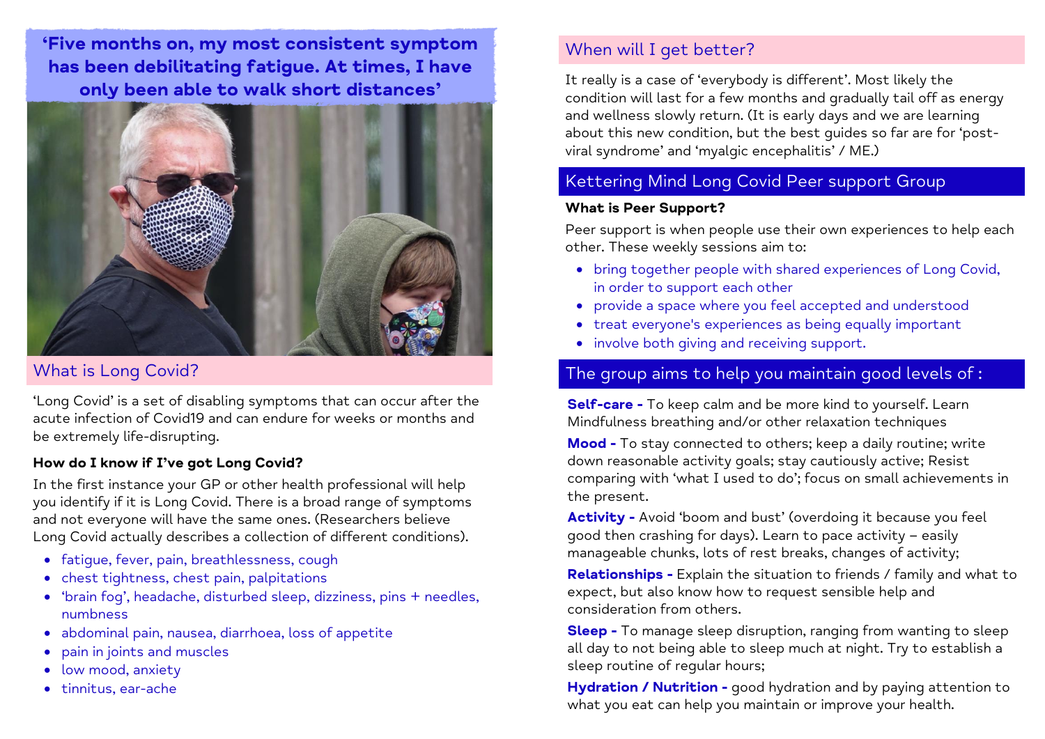**'Five months on, my most consistent symptom has been debilitating fatigue. At times, I have only been able to walk short distances'**

## What is Long Covid?

'Long Covid' is a set of disabling symptoms that can occur after the acute infection of Covid19 and can endure for weeks or months and be extremely life-disrupting.

**How do I know if I've got Long Covid?**

In the first instance your GP or other health professional will help you identify if it is Long Covid. There is a broad range of symptoms and not everyone will have the same ones. (Researchers believe Long Covid actually describes a collection of different conditions).

- fatigue, fever, pain, breathlessness, cough
- chest tightness, chest pain, palpitations
- 'brain fog', headache, disturbed sleep, dizziness, pins + needles, numbness
- abdominal pain, nausea, diarrhoea, loss of appetite
- pain in joints and muscles
- low mood, anxiety
- tinnitus, ear-ache

## When will I get better?

It really is a case of 'everybody is different'. Most likely the condition will last for a few months and gradually tail off as energy and wellness slowly return. (It is early days and we are learning about this new condition, but the best guides so far are for 'post-viral syndrome' and 'myalgic encephalitis' / ME.)

## Kettering Mind Long Covid Peer support Group

**What is Peer Support?**

Peer support is when people use their own experiences to help each other. These weekly sessions aim to:

- bring together people with shared experiences of Long Covid, in order to support each other
- provide a space where you feel accepted and understood
- treat everyone's experiences as being equally important
- involve both giving and receiving support.

## The group aims to help you maintain good levels of :

**Self-care -** To keep calm and be more kind to yourself. Learn Mindfulness breathing and/or other relaxation techniques

**Mood -** To stay connected to others; keep a daily routine; write down reasonable activity goals; stay cautiously active; Resist comparing with 'what I used to do'; focus on small achievements in the present.

**Activity -** Avoid 'boom and bust' (overdoing it because you feel good then crashing for days). Learn to pace activity – easily manageable chunks, lots of rest breaks, changes of activity;

**Relationships -** Explain the situation to friends / family and what to expect, but also know how to request sensible help and consideration from others.

**Sleep -** To manage sleep disruption, ranging from wanting to sleep all day to not being able to sleep much at night. Try to establish a sleep routine of regular hours;

**Hydration / Nutrition -** good hydration and by paying attention to what you eat can help you maintain or improve your health.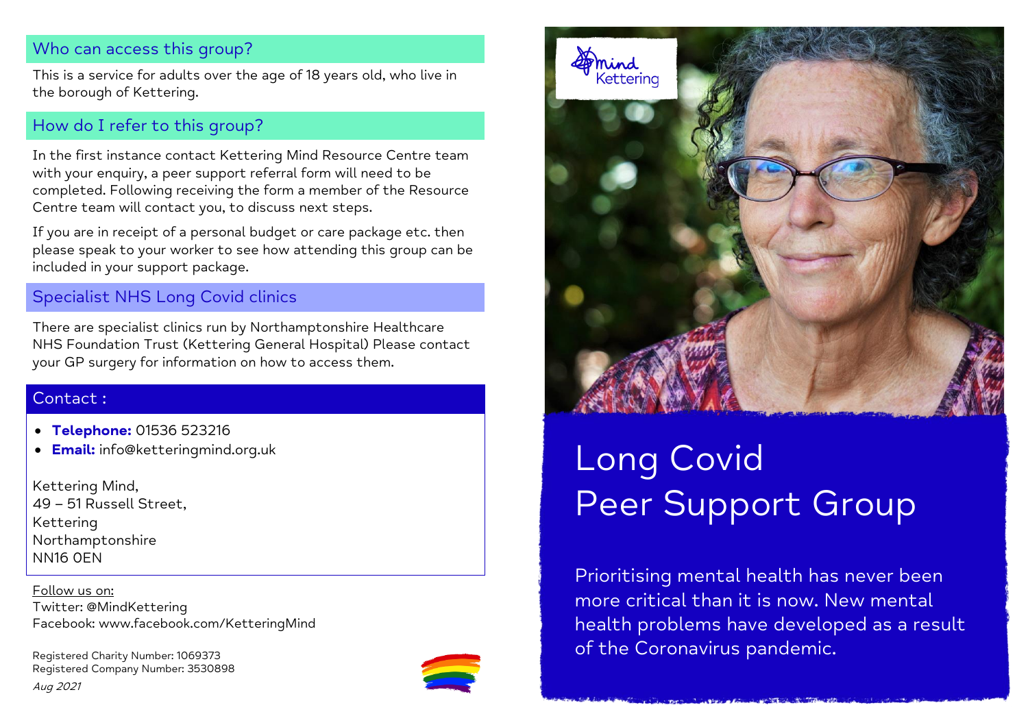## Who can access this group?

This is a service for adults over the age of 18 years old, who live in the borough of Kettering.

## How do I refer to this group?

In the first instance contact Kettering Mind Resource Centre team with your enquiry, a peer support referral form will need to be completed. Following receiving the form a member of the Resource Centre team will contact you, to discuss next steps.

If you are in receipt of a personal budget or care package etc. then please speak to your worker to see how attending this group can be included in your support package.

## Specialist NHS Long Covid clinics

There are specialist clinics run by Northamptonshire Healthcare NHS Foundation Trust (Kettering General Hospital) Please contact your GP surgery for information on how to access them.

## Contact :

- **Telephone:** 01536 523216
- **Email:** info@ketteringmind.org.uk

Kettering Mind,
49 – 51 Russell Street,
Kettering
Northamptonshire
NN16 0EN

Follow us on:
Twitter: @MindKettering
Facebook: www.facebook.com/KetteringMind

Registered Charity Number: 1069373
Registered Company Number: 3530898
*Aug 2021*

mind Kettering

# Long Covid Peer Support Group

Prioritising mental health has never been more critical than it is now. New mental health problems have developed as a result of the Coronavirus pandemic.